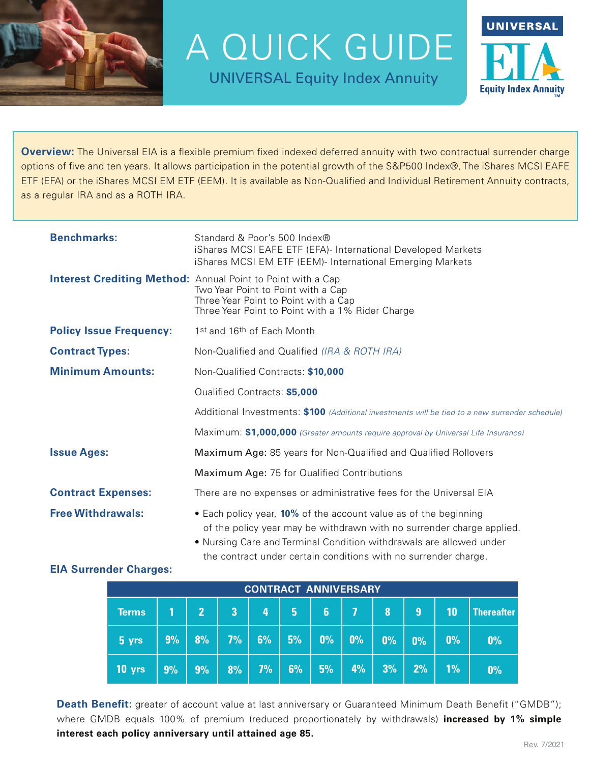# A QUICK GUIDE

## UNIVERSAL Equity Index Annuity

UNIVERSAL EIA Equity Index Annuity™

**Overview:** The Universal EIA is a flexible premium fixed indexed deferred annuity with two contractual surrender charge options of five and ten years. It allows participation in the potential growth of the S&P500 Index®, The iShares MSCI EAFE ETF (EFA) or the iShares MSCI EM ETF (EEM). It is available as Non-Qualified and Individual Retirement Annuity contracts, as a regular IRA and as a ROTH IRA.

**Benchmarks:**
Standard & Poor's 500 Index®
iShares MCSI EAFE ETF (EFA)- International Developed Markets
iShares MCSI EM ETF (EEM)- International Emerging Markets

**Interest Crediting Method:**
Annual Point to Point with a Cap
Two Year Point to Point with a Cap
Three Year Point to Point with a Cap
Three Year Point to Point with a 1% Rider Charge

**Policy Issue Frequency:** 1st and 16th of Each Month

**Contract Types:** Non-Qualified and Qualified *(IRA & ROTH IRA)*

**Minimum Amounts:**
Non-Qualified Contracts: **$10,000**

Qualified Contracts: **$5,000**

Additional Investments: **$100** *(Additional investments will be tied to a new surrender schedule)*

Maximum: **$1,000,000** *(Greater amounts require approval by Universal Life Insurance)*

**Issue Ages:**
Maximum Age: 85 years for Non-Qualified and Qualified Rollovers

Maximum Age: 75 for Qualified Contributions

**Contract Expenses:** There are no expenses or administrative fees for the Universal EIA

**Free Withdrawals:**
- Each policy year, **10%** of the account value as of the beginning of the policy year may be withdrawn with no surrender charge applied.
- Nursing Care and Terminal Condition withdrawals are allowed under the contract under certain conditions with no surrender charge.

**EIA Surrender Charges:**

| | CONTRACT ANNIVERSARY | | | | | | | | | | |
|---|---|---|---|---|---|---|---|---|---|---|---|
| **Terms** | **1** | **2** | **3** | **4** | **5** | **6** | **7** | **8** | **9** | **10** | **Thereafter** |
| **5 yrs** | 9% | 8% | 7% | 6% | 5% | 0% | 0% | 0% | 0% | 0% | 0% |
| **10 yrs** | 9% | 9% | 8% | 7% | 6% | 5% | 4% | 3% | 2% | 1% | 0% |

**Death Benefit:** greater of account value at last anniversary or Guaranteed Minimum Death Benefit ("GMDB"); where GMDB equals 100% of premium (reduced proportionately by withdrawals) **increased by 1% simple interest each policy anniversary until attained age 85.**

Rev. 7/2021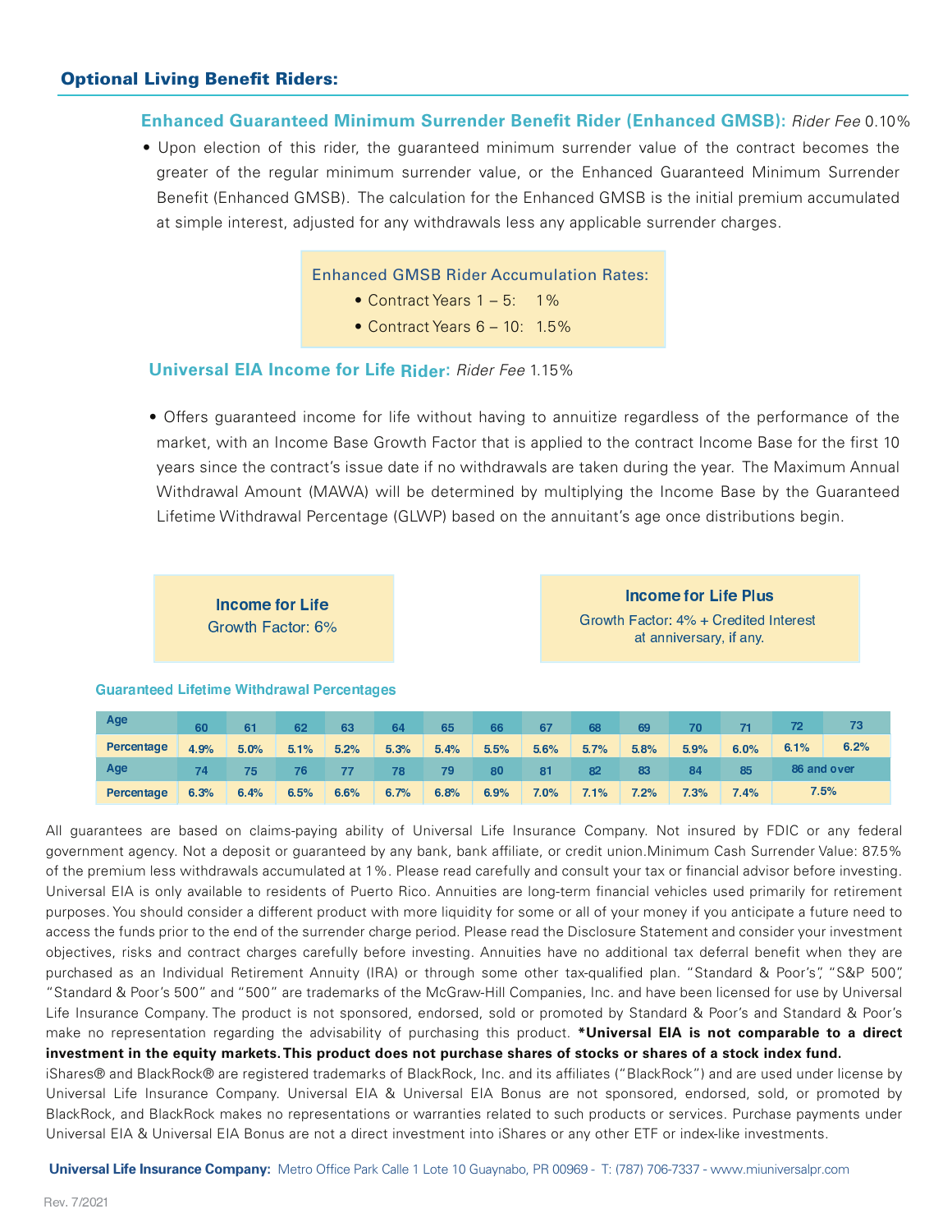## Optional Living Benefit Riders:

### Enhanced Guaranteed Minimum Surrender Benefit Rider (Enhanced GMSB): *Rider Fee* 0.10%

- Upon election of this rider, the guaranteed minimum surrender value of the contract becomes the greater of the regular minimum surrender value, or the Enhanced Guaranteed Minimum Surrender Benefit (Enhanced GMSB). The calculation for the Enhanced GMSB is the initial premium accumulated at simple interest, adjusted for any withdrawals less any applicable surrender charges.

Enhanced GMSB Rider Accumulation Rates:

- Contract Years 1 – 5: 1%
- Contract Years 6 – 10: 1.5%

### Universal EIA Income for Life Rider: *Rider Fee* 1.15%

- Offers guaranteed income for life without having to annuitize regardless of the performance of the market, with an Income Base Growth Factor that is applied to the contract Income Base for the first 10 years since the contract's issue date if no withdrawals are taken during the year. The Maximum Annual Withdrawal Amount (MAWA) will be determined by multiplying the Income Base by the Guaranteed Lifetime Withdrawal Percentage (GLWP) based on the annuitant's age once distributions begin.

**Income for Life**
Growth Factor: 6%

**Income for Life Plus**
Growth Factor: 4% + Credited Interest at anniversary, if any.

**Guaranteed Lifetime Withdrawal Percentages**

| Age | 60 | 61 | 62 | 63 | 64 | 65 | 66 | 67 | 68 | 69 | 70 | 71 | 72 | 73 |
|---|---|---|---|---|---|---|---|---|---|---|---|---|---|---|
| **Percentage** | 4.9% | 5.0% | 5.1% | 5.2% | 5.3% | 5.4% | 5.5% | 5.6% | 5.7% | 5.8% | 5.9% | 6.0% | 6.1% | 6.2% |
| **Age** | 74 | 75 | 76 | 77 | 78 | 79 | 80 | 81 | 82 | 83 | 84 | 85 | 86 and over | |
| **Percentage** | 6.3% | 6.4% | 6.5% | 6.6% | 6.7% | 6.8% | 6.9% | 7.0% | 7.1% | 7.2% | 7.3% | 7.4% | 7.5% | |

All guarantees are based on claims-paying ability of Universal Life Insurance Company. Not insured by FDIC or any federal government agency. Not a deposit or guaranteed by any bank, bank affiliate, or credit union.Minimum Cash Surrender Value: 87.5% of the premium less withdrawals accumulated at 1%. Please read carefully and consult your tax or financial advisor before investing. Universal EIA is only available to residents of Puerto Rico. Annuities are long-term financial vehicles used primarily for retirement purposes. You should consider a different product with more liquidity for some or all of your money if you anticipate a future need to access the funds prior to the end of the surrender charge period. Please read the Disclosure Statement and consider your investment objectives, risks and contract charges carefully before investing. Annuities have no additional tax deferral benefit when they are purchased as an Individual Retirement Annuity (IRA) or through some other tax-qualified plan. "Standard & Poor's", "S&P 500", "Standard & Poor's 500" and "500" are trademarks of the McGraw-Hill Companies, Inc. and have been licensed for use by Universal Life Insurance Company. The product is not sponsored, endorsed, sold or promoted by Standard & Poor's and Standard & Poor's make no representation regarding the advisability of purchasing this product. **\*Universal EIA is not comparable to a direct investment in the equity markets. This product does not purchase shares of stocks or shares of a stock index fund.**
iShares® and BlackRock® are registered trademarks of BlackRock, Inc. and its affiliates ("BlackRock") and are used under license by Universal Life Insurance Company. Universal EIA & Universal EIA Bonus are not sponsored, endorsed, sold, or promoted by BlackRock, and BlackRock makes no representations or warranties related to such products or services. Purchase payments under Universal EIA & Universal EIA Bonus are not a direct investment into iShares or any other ETF or index-like investments.

**Universal Life Insurance Company:** Metro Office Park Calle 1 Lote 10 Guaynabo, PR 00969 - T: (787) 706-7337 - www.miuniversalpr.com

Rev. 7/2021